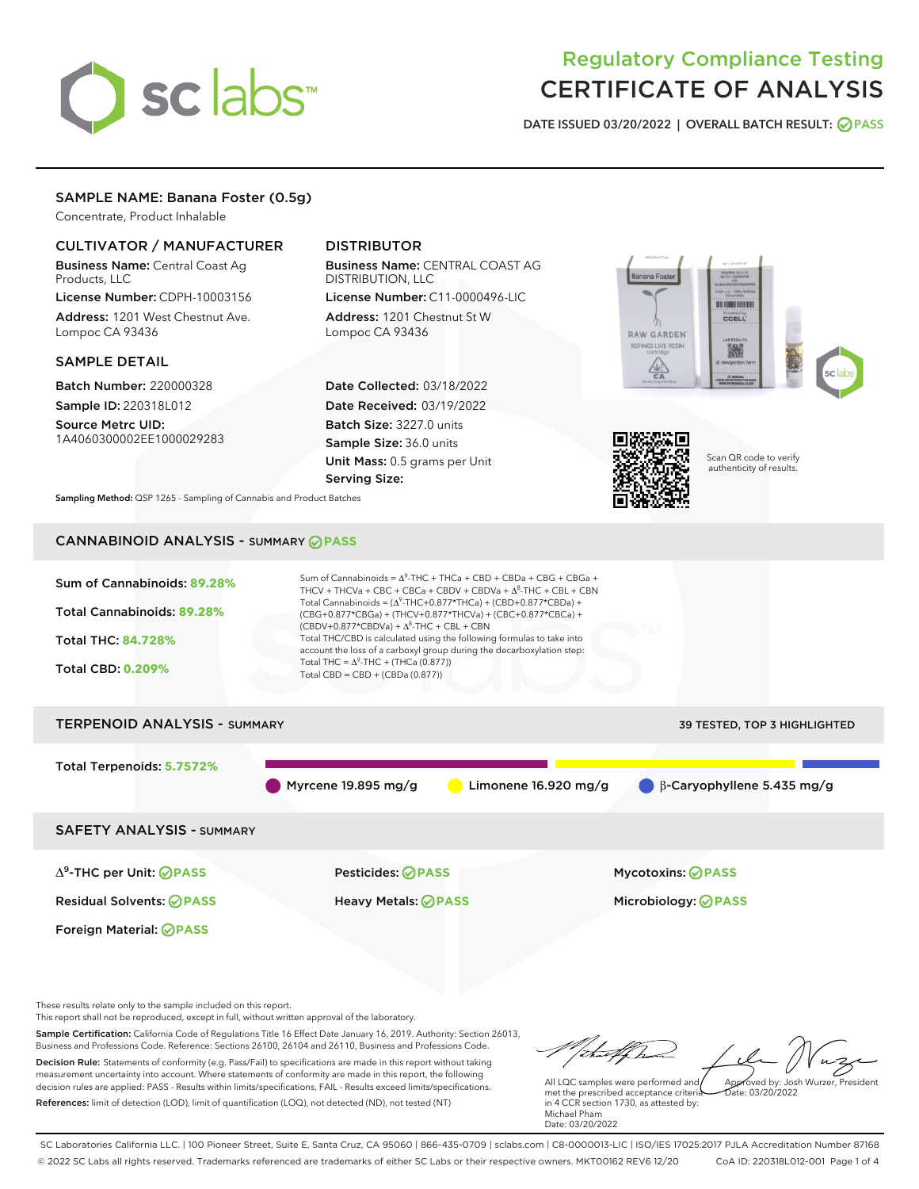# Regulatory Compliance Testing
# CERTIFICATE OF ANALYSIS

**DATE ISSUED** 03/20/2022 | **OVERALL BATCH RESULT:** PASS

## SAMPLE NAME: Banana Foster (0.5g)

Concentrate, Product Inhalable

### CULTIVATOR / MANUFACTURER

**Business Name:** Central Coast Ag Products, LLC

**License Number:** CDPH-10003156

**Address:** 1201 West Chestnut Ave. Lompoc CA 93436

### DISTRIBUTOR

**Business Name:** CENTRAL COAST AG DISTRIBUTION, LLC

**License Number:** C11-0000496-LIC

**Address:** 1201 Chestnut St W Lompoc CA 93436

### SAMPLE DETAIL

**Batch Number:** 220000328

**Sample ID:** 220318L012

**Source Metrc UID:** 1A4060300002EE1000029283

**Date Collected:** 03/18/2022

**Date Received:** 03/19/2022

**Batch Size:** 3227.0 units

**Sample Size:** 36.0 units

**Unit Mass:** 0.5 grams per Unit

**Serving Size:**

Scan QR code to verify authenticity of results.

**Sampling Method:** QSP 1265 - Sampling of Cannabis and Product Batches

## CANNABINOID ANALYSIS - SUMMARY PASS

Sum of Cannabinoids: **89.28%**

Total Cannabinoids: **89.28%**

Total THC: **84.728%**

Total CBD: **0.209%**

Sum of Cannabinoids = $\Delta^9$-THC + THCa + CBD + CBDa + CBG + CBGa + THCV + THCVa + CBC + CBCa + CBDV + CBDVa + $\Delta^8$-THC + CBL + CBN

Total Cannabinoids = ($\Delta^9$-THC+0.877*THCa) + (CBD+0.877*CBDa) + (CBG+0.877*CBGa) + (THCV+0.877*THCVa) + (CBC+0.877*CBCa) + (CBDV+0.877*CBDVa) + $\Delta^8$-THC + CBL + CBN

Total THC/CBD is calculated using the following formulas to take into account the loss of a carboxyl group during the decarboxylation step:

Total THC = $\Delta^9$-THC + (THCa (0.877))

Total CBD = CBD + (CBDa (0.877))

## TERPENOID ANALYSIS - SUMMARY

39 TESTED, TOP 3 HIGHLIGHTED

Total Terpenoids: **5.7572%**

Myrcene 19.895 mg/g | Limonene 16.920 mg/g | β-Caryophyllene 5.435 mg/g

## SAFETY ANALYSIS - SUMMARY

| | | |
|---|---|---|
| $\Delta^9$-THC per Unit: PASS | Pesticides: PASS | Mycotoxins: PASS |
| Residual Solvents: PASS | Heavy Metals: PASS | Microbiology: PASS |
| Foreign Material: PASS | | |

These results relate only to the sample included on this report.
This report shall not be reproduced, except in full, without written approval of the laboratory.

**Sample Certification:** California Code of Regulations Title 16 Effect Date January 16, 2019. Authority: Section 26013, Business and Professions Code. Reference: Sections 26100, 26104 and 26110, Business and Professions Code.

**Decision Rule:** Statements of conformity (e.g. Pass/Fail) to specifications are made in this report without taking measurement uncertainty into account. Where statements of conformity are made in this report, the following decision rules are applied: PASS - Results within limits/specifications, FAIL - Results exceed limits/specifications.

**References:** limit of detection (LOD), limit of quantification (LOQ), not detected (ND), not tested (NT)

All LQC samples were performed and met the prescribed acceptance criteria in 4 CCR section 1730, as attested by: Michael Pham
Date: 03/20/2022

Approved by: Josh Wurzer, President
Date: 03/20/2022

SC Laboratories California LLC. | 100 Pioneer Street, Suite E, Santa Cruz, CA 95060 | 866-435-0709 | sclabs.com | C8-0000013-LIC | ISO/IES 17025:2017 PJLA Accreditation Number 87168
© 2022 SC Labs all rights reserved. Trademarks referenced are trademarks of either SC Labs or their respective owners. MKT00162 REV6 12/20 CoA ID: 220318L012-001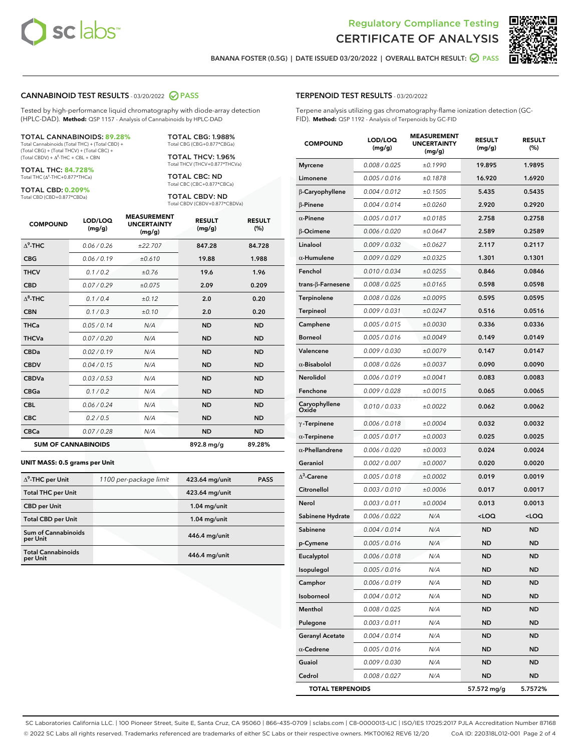# Regulatory Compliance Testing
# CERTIFICATE OF ANALYSIS

BANANA FOSTER (0.5G) | DATE ISSUED 03/20/2022 | OVERALL BATCH RESULT: PASS

## CANNABINOID TEST RESULTS - 03/20/2022 PASS

Tested by high-performance liquid chromatography with diode-array detection (HPLC-DAD). **Method:** QSP 1157 - Analysis of Cannabinoids by HPLC-DAD

**TOTAL CANNABINOIDS: 89.28%**
Total Cannabinoids (Total THC) + (Total CBD) + (Total CBG) + (Total THCV) + (Total CBC) + (Total CBDV) + $\Delta^8$-THC + CBL + CBN

**TOTAL THC: 84.728%**
Total THC ($\Delta^9$-THC+0.877*THCa)

**TOTAL CBD: 0.209%**
Total CBD (CBD+0.877*CBDa)

**TOTAL CBG: 1.988%**
Total CBG (CBG+0.877*CBGa)

**TOTAL THCV: 1.96%**
Total THCV (THCV+0.877*THCVa)

**TOTAL CBC: ND**
Total CBC (CBC+0.877*CBCa)

**TOTAL CBDV: ND**
Total CBDV (CBDV+0.877*CBDVa)

| COMPOUND | LOD/LOQ (mg/g) | MEASUREMENT UNCERTAINTY (mg/g) | RESULT (mg/g) | RESULT (%) |
|---|---|---|---|---|
| $\Delta^9$-THC | 0.06 / 0.26 | ±22.707 | 847.28 | 84.728 |
| CBG | 0.06 / 0.19 | ±0.610 | 19.88 | 1.988 |
| THCV | 0.1 / 0.2 | ±0.76 | 19.6 | 1.96 |
| CBD | 0.07 / 0.29 | ±0.075 | 2.09 | 0.209 |
| $\Delta^8$-THC | 0.1 / 0.4 | ±0.12 | 2.0 | 0.20 |
| CBN | 0.1 / 0.3 | ±0.10 | 2.0 | 0.20 |
| THCa | 0.05 / 0.14 | N/A | ND | ND |
| THCVa | 0.07 / 0.20 | N/A | ND | ND |
| CBDa | 0.02 / 0.19 | N/A | ND | ND |
| CBDV | 0.04 / 0.15 | N/A | ND | ND |
| CBDVa | 0.03 / 0.53 | N/A | ND | ND |
| CBGa | 0.1 / 0.2 | N/A | ND | ND |
| CBL | 0.06 / 0.24 | N/A | ND | ND |
| CBC | 0.2 / 0.5 | N/A | ND | ND |
| CBCa | 0.07 / 0.28 | N/A | ND | ND |
| **SUM OF CANNABINOIDS** | | | 892.8 mg/g | 89.28% |

### UNIT MASS: 0.5 grams per Unit

| | | | |
|---|---|---|---|
| $\Delta^9$-THC per Unit | 1100 per-package limit | 423.64 mg/unit | PASS |
| Total THC per Unit | | 423.64 mg/unit | |
| CBD per Unit | | 1.04 mg/unit | |
| Total CBD per Unit | | 1.04 mg/unit | |
| Sum of Cannabinoids per Unit | | 446.4 mg/unit | |
| Total Cannabinoids per Unit | | 446.4 mg/unit | |

## TERPENOID TEST RESULTS - 03/20/2022

Terpene analysis utilizing gas chromatography-flame ionization detection (GC-FID). **Method:** QSP 1192 - Analysis of Terpenoids by GC-FID

| COMPOUND | LOD/LOQ (mg/g) | MEASUREMENT UNCERTAINTY (mg/g) | RESULT (mg/g) | RESULT (%) |
|---|---|---|---|---|
| Myrcene | 0.008 / 0.025 | ±0.1990 | 19.895 | 1.9895 |
| Limonene | 0.005 / 0.016 | ±0.1878 | 16.920 | 1.6920 |
| β-Caryophyllene | 0.004 / 0.012 | ±0.1505 | 5.435 | 0.5435 |
| β-Pinene | 0.004 / 0.014 | ±0.0260 | 2.920 | 0.2920 |
| α-Pinene | 0.005 / 0.017 | ±0.0185 | 2.758 | 0.2758 |
| β-Ocimene | 0.006 / 0.020 | ±0.0647 | 2.589 | 0.2589 |
| Linalool | 0.009 / 0.032 | ±0.0627 | 2.117 | 0.2117 |
| α-Humulene | 0.009 / 0.029 | ±0.0325 | 1.301 | 0.1301 |
| Fenchol | 0.010 / 0.034 | ±0.0255 | 0.846 | 0.0846 |
| trans-β-Farnesene | 0.008 / 0.025 | ±0.0165 | 0.598 | 0.0598 |
| Terpinolene | 0.008 / 0.026 | ±0.0095 | 0.595 | 0.0595 |
| Terpineol | 0.009 / 0.031 | ±0.0247 | 0.516 | 0.0516 |
| Camphene | 0.005 / 0.015 | ±0.0030 | 0.336 | 0.0336 |
| Borneol | 0.005 / 0.016 | ±0.0049 | 0.149 | 0.0149 |
| Valencene | 0.009 / 0.030 | ±0.0079 | 0.147 | 0.0147 |
| α-Bisabolol | 0.008 / 0.026 | ±0.0037 | 0.090 | 0.0090 |
| Nerolidol | 0.006 / 0.019 | ±0.0041 | 0.083 | 0.0083 |
| Fenchone | 0.009 / 0.028 | ±0.0015 | 0.065 | 0.0065 |
| Caryophyllene Oxide | 0.010 / 0.033 | ±0.0022 | 0.062 | 0.0062 |
| γ-Terpinene | 0.006 / 0.018 | ±0.0004 | 0.032 | 0.0032 |
| α-Terpinene | 0.005 / 0.017 | ±0.0003 | 0.025 | 0.0025 |
| α-Phellandrene | 0.006 / 0.020 | ±0.0003 | 0.024 | 0.0024 |
| Geraniol | 0.002 / 0.007 | ±0.0007 | 0.020 | 0.0020 |
| $\Delta^3$-Carene | 0.005 / 0.018 | ±0.0002 | 0.019 | 0.0019 |
| Citronellol | 0.003 / 0.010 | ±0.0006 | 0.017 | 0.0017 |
| Nerol | 0.003 / 0.011 | ±0.0004 | 0.013 | 0.0013 |
| Sabinene Hydrate | 0.006 / 0.022 | N/A | <LOQ | <LOQ |
| Sabinene | 0.004 / 0.014 | N/A | ND | ND |
| p-Cymene | 0.005 / 0.016 | N/A | ND | ND |
| Eucalyptol | 0.006 / 0.018 | N/A | ND | ND |
| Isopulegol | 0.005 / 0.016 | N/A | ND | ND |
| Camphor | 0.006 / 0.019 | N/A | ND | ND |
| Isoborneol | 0.004 / 0.012 | N/A | ND | ND |
| Menthol | 0.008 / 0.025 | N/A | ND | ND |
| Pulegone | 0.003 / 0.011 | N/A | ND | ND |
| Geranyl Acetate | 0.004 / 0.014 | N/A | ND | ND |
| α-Cedrene | 0.005 / 0.016 | N/A | ND | ND |
| Guaiol | 0.009 / 0.030 | N/A | ND | ND |
| Cedrol | 0.008 / 0.027 | N/A | ND | ND |
| **TOTAL TERPENOIDS** | | | 57.572 mg/g | 5.7572% |

SC Laboratories California LLC. | 100 Pioneer Street, Suite E, Santa Cruz, CA 95060 | 866-435-0709 | sclabs.com | C8-0000013-LIC | ISO/IES 17025:2017 PJLA Accreditation Number 87168
© 2022 SC Labs all rights reserved. Trademarks referenced are trademarks of either SC Labs or their respective owners. MKT00162 REV6 12/20 CoA ID: 220318L012-001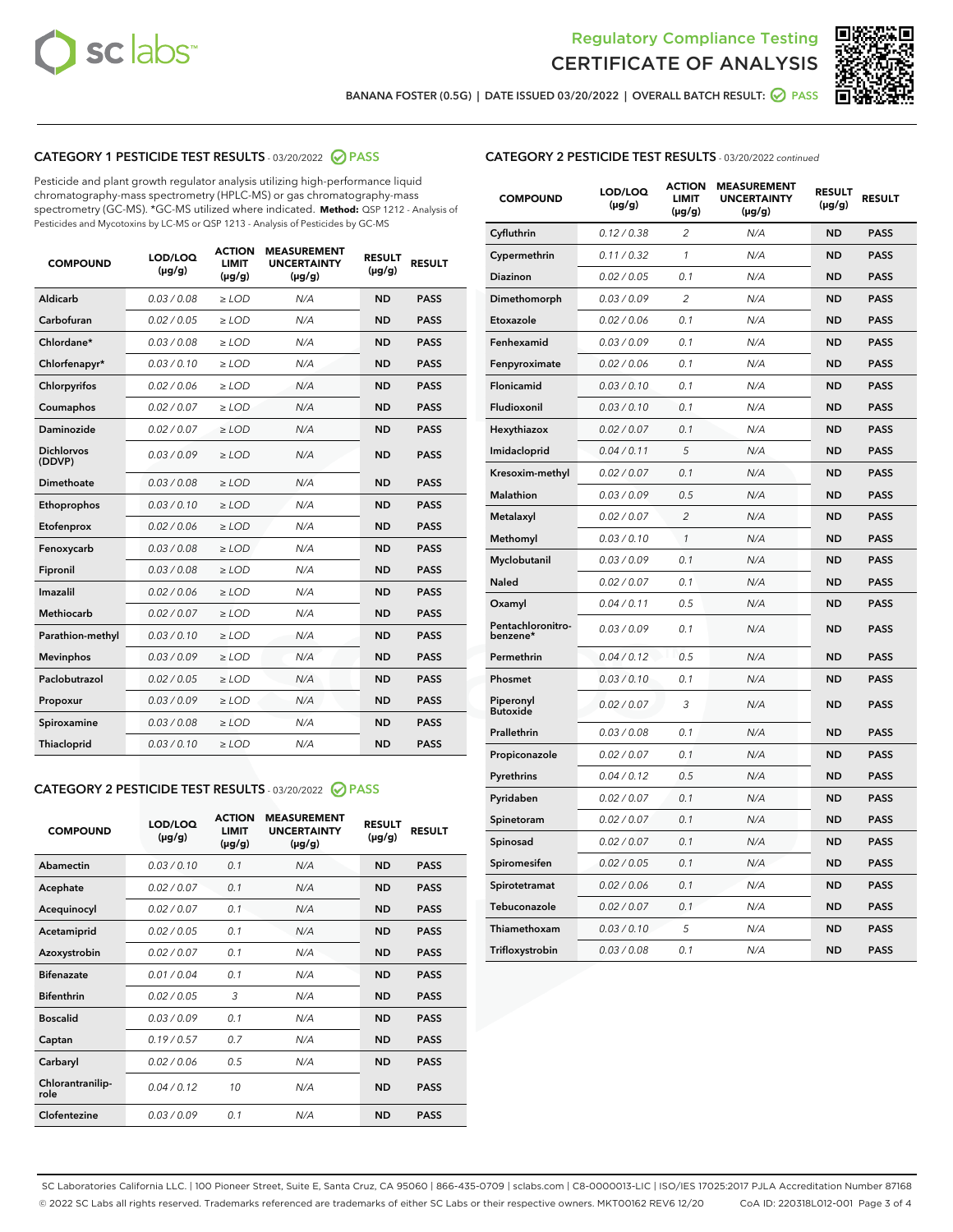Regulatory Compliance Testing

# CERTIFICATE OF ANALYSIS

BANANA FOSTER (0.5G) | DATE ISSUED 03/20/2022 | OVERALL BATCH RESULT: PASS

## CATEGORY 1 PESTICIDE TEST RESULTS - 03/20/2022 PASS

Pesticide and plant growth regulator analysis utilizing high-performance liquid chromatography-mass spectrometry (HPLC-MS) or gas chromatography-mass spectrometry (GC-MS). *GC-MS utilized where indicated. **Method:** QSP 1212 - Analysis of Pesticides and Mycotoxins by LC-MS or QSP 1213 - Analysis of Pesticides by GC-MS

| COMPOUND | LOD/LOQ (µg/g) | ACTION LIMIT (µg/g) | MEASUREMENT UNCERTAINTY (µg/g) | RESULT (µg/g) | RESULT |
|---|---|---|---|---|---|
| Aldicarb | 0.03 / 0.08 | ≥ LOD | N/A | ND | PASS |
| Carbofuran | 0.02 / 0.05 | ≥ LOD | N/A | ND | PASS |
| Chlordane* | 0.03 / 0.08 | ≥ LOD | N/A | ND | PASS |
| Chlorfenapyr* | 0.03 / 0.10 | ≥ LOD | N/A | ND | PASS |
| Chlorpyrifos | 0.02 / 0.06 | ≥ LOD | N/A | ND | PASS |
| Coumaphos | 0.02 / 0.07 | ≥ LOD | N/A | ND | PASS |
| Daminozide | 0.02 / 0.07 | ≥ LOD | N/A | ND | PASS |
| Dichlorvos (DDVP) | 0.03 / 0.09 | ≥ LOD | N/A | ND | PASS |
| Dimethoate | 0.03 / 0.08 | ≥ LOD | N/A | ND | PASS |
| Ethoprophos | 0.03 / 0.10 | ≥ LOD | N/A | ND | PASS |
| Etofenprox | 0.02 / 0.06 | ≥ LOD | N/A | ND | PASS |
| Fenoxycarb | 0.03 / 0.08 | ≥ LOD | N/A | ND | PASS |
| Fipronil | 0.03 / 0.08 | ≥ LOD | N/A | ND | PASS |
| Imazalil | 0.02 / 0.06 | ≥ LOD | N/A | ND | PASS |
| Methiocarb | 0.02 / 0.07 | ≥ LOD | N/A | ND | PASS |
| Parathion-methyl | 0.03 / 0.10 | ≥ LOD | N/A | ND | PASS |
| Mevinphos | 0.03 / 0.09 | ≥ LOD | N/A | ND | PASS |
| Paclobutrazol | 0.02 / 0.05 | ≥ LOD | N/A | ND | PASS |
| Propoxur | 0.03 / 0.09 | ≥ LOD | N/A | ND | PASS |
| Spiroxamine | 0.03 / 0.08 | ≥ LOD | N/A | ND | PASS |
| Thiacloprid | 0.03 / 0.10 | ≥ LOD | N/A | ND | PASS |

## CATEGORY 2 PESTICIDE TEST RESULTS - 03/20/2022 PASS

| COMPOUND | LOD/LOQ (µg/g) | ACTION LIMIT (µg/g) | MEASUREMENT UNCERTAINTY (µg/g) | RESULT (µg/g) | RESULT |
|---|---|---|---|---|---|
| Abamectin | 0.03 / 0.10 | 0.1 | N/A | ND | PASS |
| Acephate | 0.02 / 0.07 | 0.1 | N/A | ND | PASS |
| Acequinocyl | 0.02 / 0.07 | 0.1 | N/A | ND | PASS |
| Acetamiprid | 0.02 / 0.05 | 0.1 | N/A | ND | PASS |
| Azoxystrobin | 0.02 / 0.07 | 0.1 | N/A | ND | PASS |
| Bifenazate | 0.01 / 0.04 | 0.1 | N/A | ND | PASS |
| Bifenthrin | 0.02 / 0.05 | 3 | N/A | ND | PASS |
| Boscalid | 0.03 / 0.09 | 0.1 | N/A | ND | PASS |
| Captan | 0.19 / 0.57 | 0.7 | N/A | ND | PASS |
| Carbaryl | 0.02 / 0.06 | 0.5 | N/A | ND | PASS |
| Chlorantraniliprole | 0.04 / 0.12 | 10 | N/A | ND | PASS |
| Clofentezine | 0.03 / 0.09 | 0.1 | N/A | ND | PASS |
| Cyfluthrin | 0.12 / 0.38 | 2 | N/A | ND | PASS |
| Cypermethrin | 0.11 / 0.32 | 1 | N/A | ND | PASS |
| Diazinon | 0.02 / 0.05 | 0.1 | N/A | ND | PASS |
| Dimethomorph | 0.03 / 0.09 | 2 | N/A | ND | PASS |
| Etoxazole | 0.02 / 0.06 | 0.1 | N/A | ND | PASS |
| Fenhexamid | 0.03 / 0.09 | 0.1 | N/A | ND | PASS |
| Fenpyroximate | 0.02 / 0.06 | 0.1 | N/A | ND | PASS |
| Flonicamid | 0.03 / 0.10 | 0.1 | N/A | ND | PASS |
| Fludioxonil | 0.03 / 0.10 | 0.1 | N/A | ND | PASS |
| Hexythiazox | 0.02 / 0.07 | 0.1 | N/A | ND | PASS |
| Imidacloprid | 0.04 / 0.11 | 5 | N/A | ND | PASS |
| Kresoxim-methyl | 0.02 / 0.07 | 0.1 | N/A | ND | PASS |
| Malathion | 0.03 / 0.09 | 0.5 | N/A | ND | PASS |
| Metalaxyl | 0.02 / 0.07 | 2 | N/A | ND | PASS |
| Methomyl | 0.03 / 0.10 | 1 | N/A | ND | PASS |
| Myclobutanil | 0.03 / 0.09 | 0.1 | N/A | ND | PASS |
| Naled | 0.02 / 0.07 | 0.1 | N/A | ND | PASS |
| Oxamyl | 0.04 / 0.11 | 0.5 | N/A | ND | PASS |
| Pentachloronitrobenzene* | 0.03 / 0.09 | 0.1 | N/A | ND | PASS |
| Permethrin | 0.04 / 0.12 | 0.5 | N/A | ND | PASS |
| Phosmet | 0.03 / 0.10 | 0.1 | N/A | ND | PASS |
| Piperonyl Butoxide | 0.02 / 0.07 | 3 | N/A | ND | PASS |
| Prallethrin | 0.03 / 0.08 | 0.1 | N/A | ND | PASS |
| Propiconazole | 0.02 / 0.07 | 0.1 | N/A | ND | PASS |
| Pyrethrins | 0.04 / 0.12 | 0.5 | N/A | ND | PASS |
| Pyridaben | 0.02 / 0.07 | 0.1 | N/A | ND | PASS |
| Spinetoram | 0.02 / 0.07 | 0.1 | N/A | ND | PASS |
| Spinosad | 0.02 / 0.07 | 0.1 | N/A | ND | PASS |
| Spiromesifen | 0.02 / 0.05 | 0.1 | N/A | ND | PASS |
| Spirotetramat | 0.02 / 0.06 | 0.1 | N/A | ND | PASS |
| Tebuconazole | 0.02 / 0.07 | 0.1 | N/A | ND | PASS |
| Thiamethoxam | 0.03 / 0.10 | 5 | N/A | ND | PASS |
| Trifloxystrobin | 0.03 / 0.08 | 0.1 | N/A | ND | PASS |

SC Laboratories California LLC. | 100 Pioneer Street, Suite E, Santa Cruz, CA 95060 | 866-435-0709 | sclabs.com | C8-0000013-LIC | ISO/IES 17025:2017 PJLA Accreditation Number 87168
© 2022 SC Labs all rights reserved. Trademarks referenced are trademarks of either SC Labs or their respective owners. MKT00162 REV6 12/20 CoA ID: 220318L012-001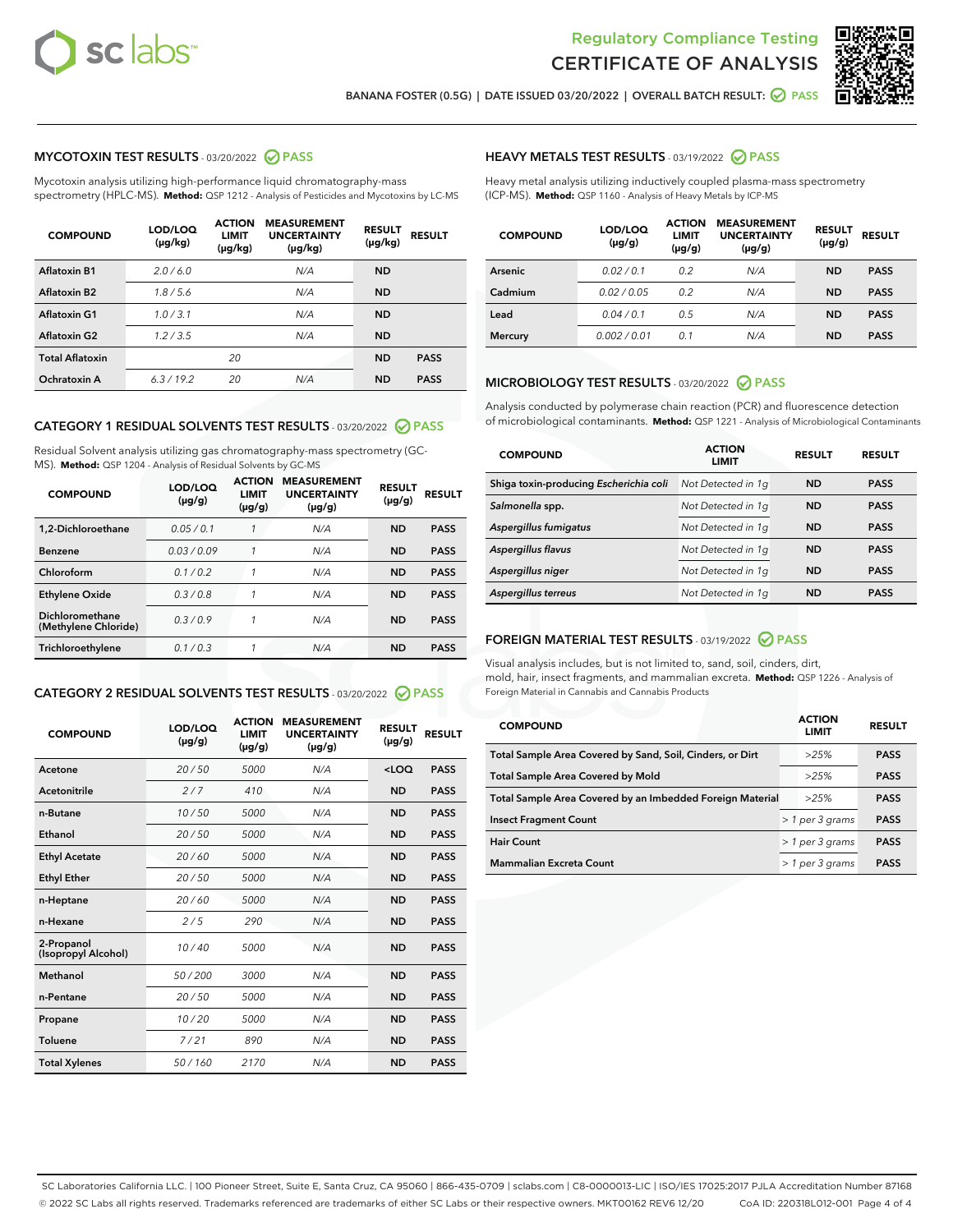Regulatory Compliance Testing
CERTIFICATE OF ANALYSIS

BANANA FOSTER (0.5G) | DATE ISSUED 03/20/2022 | OVERALL BATCH RESULT: PASS

## MYCOTOXIN TEST RESULTS - 03/20/2022 PASS

Mycotoxin analysis utilizing high-performance liquid chromatography-mass spectrometry (HPLC-MS). **Method:** QSP 1212 - Analysis of Pesticides and Mycotoxins by LC-MS

| COMPOUND | LOD/LOQ (µg/kg) | ACTION LIMIT (µg/kg) | MEASUREMENT UNCERTAINTY (µg/kg) | RESULT (µg/kg) | RESULT |
|---|---|---|---|---|---|
| Aflatoxin B1 | 2.0 / 6.0 | | N/A | ND | |
| Aflatoxin B2 | 1.8 / 5.6 | | N/A | ND | |
| Aflatoxin G1 | 1.0 / 3.1 | | N/A | ND | |
| Aflatoxin G2 | 1.2 / 3.5 | | N/A | ND | |
| Total Aflatoxin | | 20 | | ND | PASS |
| Ochratoxin A | 6.3 / 19.2 | 20 | N/A | ND | PASS |

## CATEGORY 1 RESIDUAL SOLVENTS TEST RESULTS - 03/20/2022 PASS

Residual Solvent analysis utilizing gas chromatography-mass spectrometry (GC-MS). **Method:** QSP 1204 - Analysis of Residual Solvents by GC-MS

| COMPOUND | LOD/LOQ (µg/g) | ACTION LIMIT (µg/g) | MEASUREMENT UNCERTAINTY (µg/g) | RESULT (µg/g) | RESULT |
|---|---|---|---|---|---|
| 1,2-Dichloroethane | 0.05 / 0.1 | 1 | N/A | ND | PASS |
| Benzene | 0.03 / 0.09 | 1 | N/A | ND | PASS |
| Chloroform | 0.1 / 0.2 | 1 | N/A | ND | PASS |
| Ethylene Oxide | 0.3 / 0.8 | 1 | N/A | ND | PASS |
| Dichloromethane (Methylene Chloride) | 0.3 / 0.9 | 1 | N/A | ND | PASS |
| Trichloroethylene | 0.1 / 0.3 | 1 | N/A | ND | PASS |

## CATEGORY 2 RESIDUAL SOLVENTS TEST RESULTS - 03/20/2022 PASS

| COMPOUND | LOD/LOQ (µg/g) | ACTION LIMIT (µg/g) | MEASUREMENT UNCERTAINTY (µg/g) | RESULT (µg/g) | RESULT |
|---|---|---|---|---|---|
| Acetone | 20 / 50 | 5000 | N/A | <LOQ | PASS |
| Acetonitrile | 2 / 7 | 410 | N/A | ND | PASS |
| n-Butane | 10 / 50 | 5000 | N/A | ND | PASS |
| Ethanol | 20 / 50 | 5000 | N/A | ND | PASS |
| Ethyl Acetate | 20 / 60 | 5000 | N/A | ND | PASS |
| Ethyl Ether | 20 / 50 | 5000 | N/A | ND | PASS |
| n-Heptane | 20 / 60 | 5000 | N/A | ND | PASS |
| n-Hexane | 2 / 5 | 290 | N/A | ND | PASS |
| 2-Propanol (Isopropyl Alcohol) | 10 / 40 | 5000 | N/A | ND | PASS |
| Methanol | 50 / 200 | 3000 | N/A | ND | PASS |
| n-Pentane | 20 / 50 | 5000 | N/A | ND | PASS |
| Propane | 10 / 20 | 5000 | N/A | ND | PASS |
| Toluene | 7 / 21 | 890 | N/A | ND | PASS |
| Total Xylenes | 50 / 160 | 2170 | N/A | ND | PASS |

## HEAVY METALS TEST RESULTS - 03/19/2022 PASS

Heavy metal analysis utilizing inductively coupled plasma-mass spectrometry (ICP-MS). **Method:** QSP 1160 - Analysis of Heavy Metals by ICP-MS

| COMPOUND | LOD/LOQ (µg/g) | ACTION LIMIT (µg/g) | MEASUREMENT UNCERTAINTY (µg/g) | RESULT (µg/g) | RESULT |
|---|---|---|---|---|---|
| Arsenic | 0.02 / 0.1 | 0.2 | N/A | ND | PASS |
| Cadmium | 0.02 / 0.05 | 0.2 | N/A | ND | PASS |
| Lead | 0.04 / 0.1 | 0.5 | N/A | ND | PASS |
| Mercury | 0.002 / 0.01 | 0.1 | N/A | ND | PASS |

## MICROBIOLOGY TEST RESULTS - 03/20/2022 PASS

Analysis conducted by polymerase chain reaction (PCR) and fluorescence detection of microbiological contaminants. **Method:** QSP 1221 - Analysis of Microbiological Contaminants

| COMPOUND | ACTION LIMIT | RESULT | RESULT |
|---|---|---|---|
| Shiga toxin-producing *Escherichia coli* | Not Detected in 1g | ND | PASS |
| *Salmonella* spp. | Not Detected in 1g | ND | PASS |
| *Aspergillus fumigatus* | Not Detected in 1g | ND | PASS |
| *Aspergillus flavus* | Not Detected in 1g | ND | PASS |
| *Aspergillus niger* | Not Detected in 1g | ND | PASS |
| *Aspergillus terreus* | Not Detected in 1g | ND | PASS |

## FOREIGN MATERIAL TEST RESULTS - 03/19/2022 PASS

Visual analysis includes, but is not limited to, sand, soil, cinders, dirt, mold, hair, insect fragments, and mammalian excreta. **Method:** QSP 1226 - Analysis of Foreign Material in Cannabis and Cannabis Products

| COMPOUND | ACTION LIMIT | RESULT |
|---|---|---|
| Total Sample Area Covered by Sand, Soil, Cinders, or Dirt | >25% | PASS |
| Total Sample Area Covered by Mold | >25% | PASS |
| Total Sample Area Covered by an Imbedded Foreign Material | >25% | PASS |
| Insect Fragment Count | > 1 per 3 grams | PASS |
| Hair Count | > 1 per 3 grams | PASS |
| Mammalian Excreta Count | > 1 per 3 grams | PASS |

SC Laboratories California LLC. | 100 Pioneer Street, Suite E, Santa Cruz, CA 95060 | 866-435-0709 | sclabs.com | C8-0000013-LIC | ISO/IES 17025:2017 PJLA Accreditation Number 87168
© 2022 SC Labs all rights reserved. Trademarks referenced are trademarks of either SC Labs or their respective owners. MKT00162 REV6 12/20 CoA ID: 220318L012-001